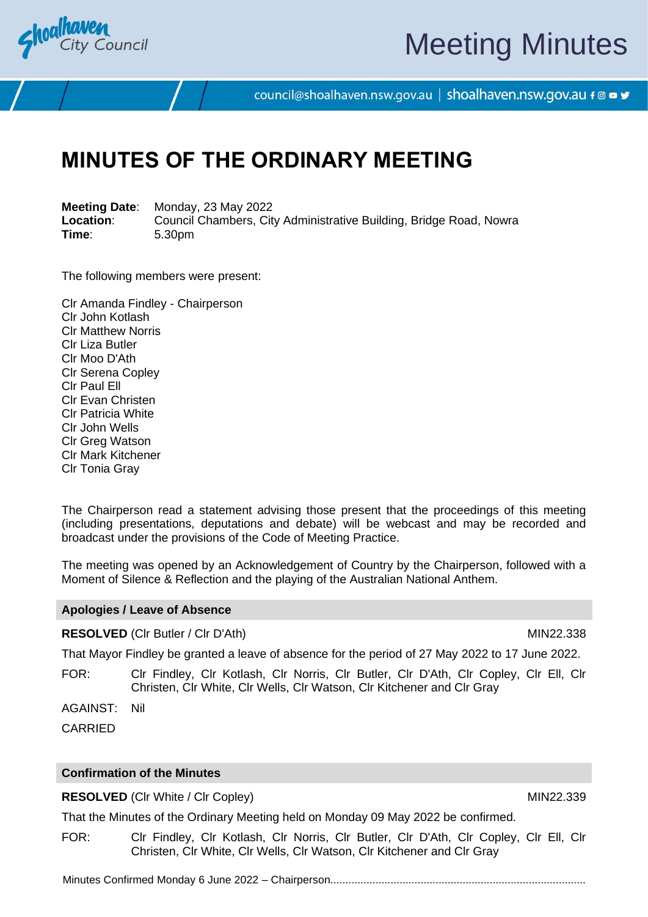# MINUTES OF THE ORDINARY MEETING

**Meeting Date**: Monday, 23 May 2022
**Location**: Council Chambers, City Administrative Building, Bridge Road, Nowra
**Time**: 5.30pm

The following members were present:

Clr Amanda Findley - Chairperson
Clr John Kotlash
Clr Matthew Norris
Clr Liza Butler
Clr Moo D'Ath
Clr Serena Copley
Clr Paul Ell
Clr Evan Christen
Clr Patricia White
Clr John Wells
Clr Greg Watson
Clr Mark Kitchener
Clr Tonia Gray

The Chairperson read a statement advising those present that the proceedings of this meeting (including presentations, deputations and debate) will be webcast and may be recorded and broadcast under the provisions of the Code of Meeting Practice.

The meeting was opened by an Acknowledgement of Country by the Chairperson, followed with a Moment of Silence & Reflection and the playing of the Australian National Anthem.

## Apologies / Leave of Absence

**RESOLVED** (Clr Butler / Clr D'Ath) MIN22.338

That Mayor Findley be granted a leave of absence for the period of 27 May 2022 to 17 June 2022.

FOR: Clr Findley, Clr Kotlash, Clr Norris, Clr Butler, Clr D'Ath, Clr Copley, Clr Ell, Clr Christen, Clr White, Clr Wells, Clr Watson, Clr Kitchener and Clr Gray

AGAINST: Nil

CARRIED

## Confirmation of the Minutes

**RESOLVED** (Clr White / Clr Copley) MIN22.339

That the Minutes of the Ordinary Meeting held on Monday 09 May 2022 be confirmed.

FOR: Clr Findley, Clr Kotlash, Clr Norris, Clr Butler, Clr D'Ath, Clr Copley, Clr Ell, Clr Christen, Clr White, Clr Wells, Clr Watson, Clr Kitchener and Clr Gray

Minutes Confirmed Monday 6 June 2022 – Chairperson....................................................................................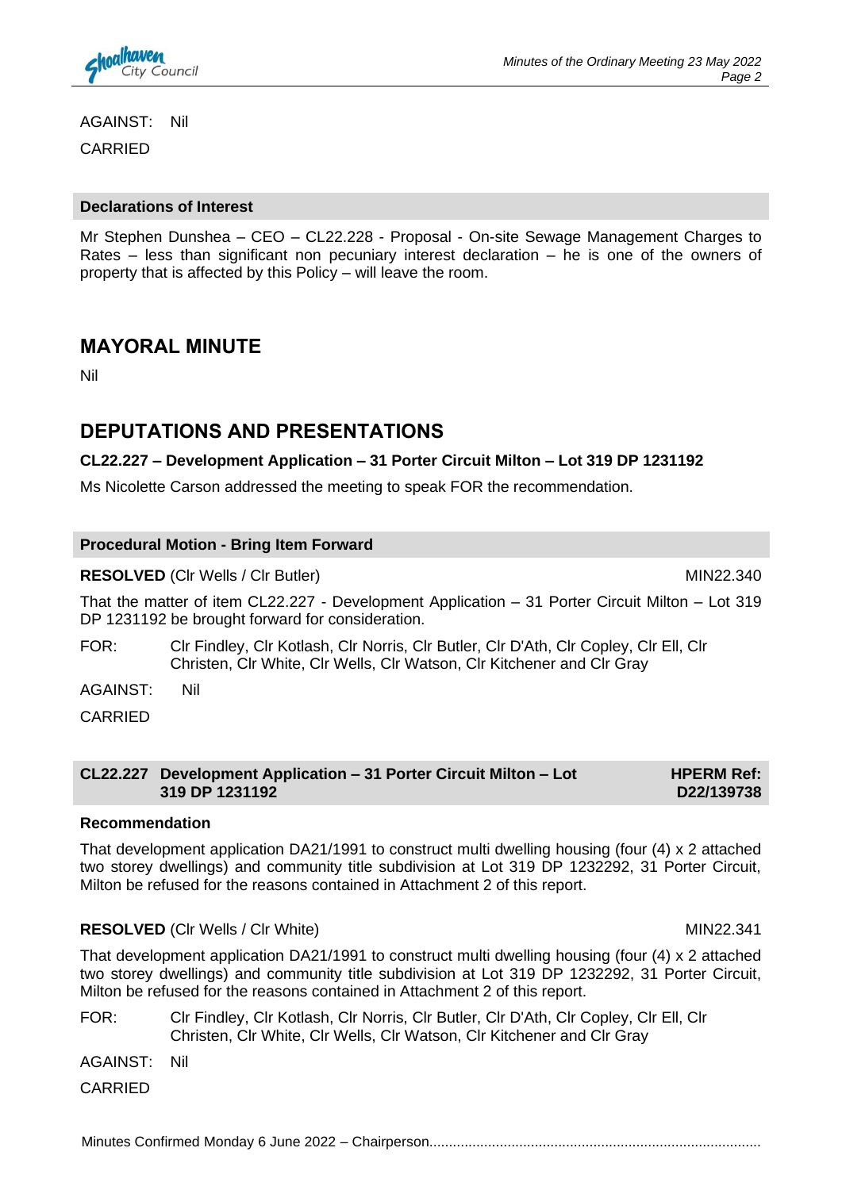AGAINST: Nil

CARRIED

**Declarations of Interest**

Mr Stephen Dunshea – CEO – CL22.228 - Proposal - On-site Sewage Management Charges to Rates – less than significant non pecuniary interest declaration – he is one of the owners of property that is affected by this Policy – will leave the room.

## MAYORAL MINUTE

Nil

## DEPUTATIONS AND PRESENTATIONS

**CL22.227 – Development Application – 31 Porter Circuit Milton – Lot 319 DP 1231192**

Ms Nicolette Carson addressed the meeting to speak FOR the recommendation.

**Procedural Motion - Bring Item Forward**

**RESOLVED** (Clr Wells / Clr Butler) MIN22.340

That the matter of item CL22.227 - Development Application – 31 Porter Circuit Milton – Lot 319 DP 1231192 be brought forward for consideration.

FOR: Clr Findley, Clr Kotlash, Clr Norris, Clr Butler, Clr D'Ath, Clr Copley, Clr Ell, Clr Christen, Clr White, Clr Wells, Clr Watson, Clr Kitchener and Clr Gray

AGAINST: Nil

CARRIED

**CL22.227 Development Application – 31 Porter Circuit Milton – Lot 319 DP 1231192** **HPERM Ref: D22/139738**

**Recommendation**

That development application DA21/1991 to construct multi dwelling housing (four (4) x 2 attached two storey dwellings) and community title subdivision at Lot 319 DP 1232292, 31 Porter Circuit, Milton be refused for the reasons contained in Attachment 2 of this report.

**RESOLVED** (Clr Wells / Clr White) MIN22.341

That development application DA21/1991 to construct multi dwelling housing (four (4) x 2 attached two storey dwellings) and community title subdivision at Lot 319 DP 1232292, 31 Porter Circuit, Milton be refused for the reasons contained in Attachment 2 of this report.

FOR: Clr Findley, Clr Kotlash, Clr Norris, Clr Butler, Clr D'Ath, Clr Copley, Clr Ell, Clr Christen, Clr White, Clr Wells, Clr Watson, Clr Kitchener and Clr Gray

AGAINST: Nil

CARRIED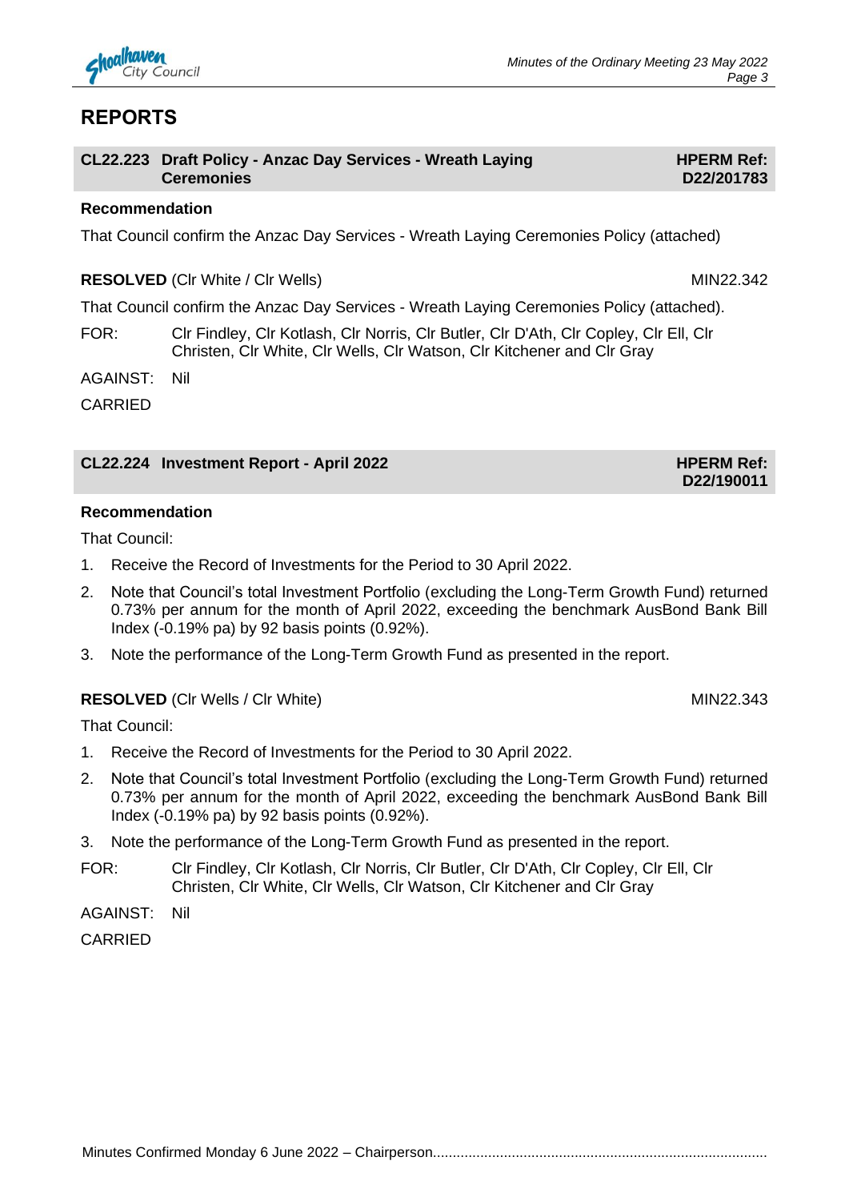# REPORTS

## CL22.223 Draft Policy - Anzac Day Services - Wreath Laying Ceremonies

**HPERM Ref: D22/201783**

**Recommendation**

That Council confirm the Anzac Day Services - Wreath Laying Ceremonies Policy (attached)

**RESOLVED** (Clr White / Clr Wells) MIN22.342

That Council confirm the Anzac Day Services - Wreath Laying Ceremonies Policy (attached).

FOR: Clr Findley, Clr Kotlash, Clr Norris, Clr Butler, Clr D'Ath, Clr Copley, Clr Ell, Clr Christen, Clr White, Clr Wells, Clr Watson, Clr Kitchener and Clr Gray

AGAINST: Nil

CARRIED

## CL22.224 Investment Report - April 2022

**HPERM Ref: D22/190011**

**Recommendation**

That Council:

1. Receive the Record of Investments for the Period to 30 April 2022.
2. Note that Council's total Investment Portfolio (excluding the Long-Term Growth Fund) returned 0.73% per annum for the month of April 2022, exceeding the benchmark AusBond Bank Bill Index (-0.19% pa) by 92 basis points (0.92%).
3. Note the performance of the Long-Term Growth Fund as presented in the report.

**RESOLVED** (Clr Wells / Clr White) MIN22.343

That Council:

1. Receive the Record of Investments for the Period to 30 April 2022.
2. Note that Council's total Investment Portfolio (excluding the Long-Term Growth Fund) returned 0.73% per annum for the month of April 2022, exceeding the benchmark AusBond Bank Bill Index (-0.19% pa) by 92 basis points (0.92%).
3. Note the performance of the Long-Term Growth Fund as presented in the report.

FOR: Clr Findley, Clr Kotlash, Clr Norris, Clr Butler, Clr D'Ath, Clr Copley, Clr Ell, Clr Christen, Clr White, Clr Wells, Clr Watson, Clr Kitchener and Clr Gray

AGAINST: Nil

CARRIED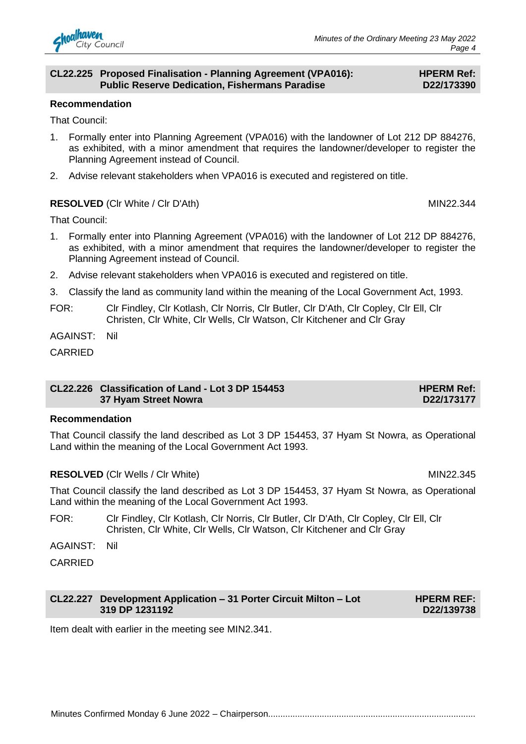## CL22.225 Proposed Finalisation - Planning Agreement (VPA016): Public Reserve Dedication, Fishermans Paradise

**HPERM Ref: D22/173390**

### Recommendation

That Council:

1. Formally enter into Planning Agreement (VPA016) with the landowner of Lot 212 DP 884276, as exhibited, with a minor amendment that requires the landowner/developer to register the Planning Agreement instead of Council.
2. Advise relevant stakeholders when VPA016 is executed and registered on title.

**RESOLVED** (Clr White / Clr D'Ath) MIN22.344

That Council:

1. Formally enter into Planning Agreement (VPA016) with the landowner of Lot 212 DP 884276, as exhibited, with a minor amendment that requires the landowner/developer to register the Planning Agreement instead of Council.
2. Advise relevant stakeholders when VPA016 is executed and registered on title.
3. Classify the land as community land within the meaning of the Local Government Act, 1993.

FOR: Clr Findley, Clr Kotlash, Clr Norris, Clr Butler, Clr D'Ath, Clr Copley, Clr Ell, Clr Christen, Clr White, Clr Wells, Clr Watson, Clr Kitchener and Clr Gray

AGAINST: Nil

CARRIED

## CL22.226 Classification of Land - Lot 3 DP 154453 37 Hyam Street Nowra

**HPERM Ref: D22/173177**

### Recommendation

That Council classify the land described as Lot 3 DP 154453, 37 Hyam St Nowra, as Operational Land within the meaning of the Local Government Act 1993.

**RESOLVED** (Clr Wells / Clr White) MIN22.345

That Council classify the land described as Lot 3 DP 154453, 37 Hyam St Nowra, as Operational Land within the meaning of the Local Government Act 1993.

FOR: Clr Findley, Clr Kotlash, Clr Norris, Clr Butler, Clr D'Ath, Clr Copley, Clr Ell, Clr Christen, Clr White, Clr Wells, Clr Watson, Clr Kitchener and Clr Gray

AGAINST: Nil

CARRIED

## CL22.227 Development Application – 31 Porter Circuit Milton – Lot 319 DP 1231192

**HPERM REF: D22/139738**

Item dealt with earlier in the meeting see MIN2.341.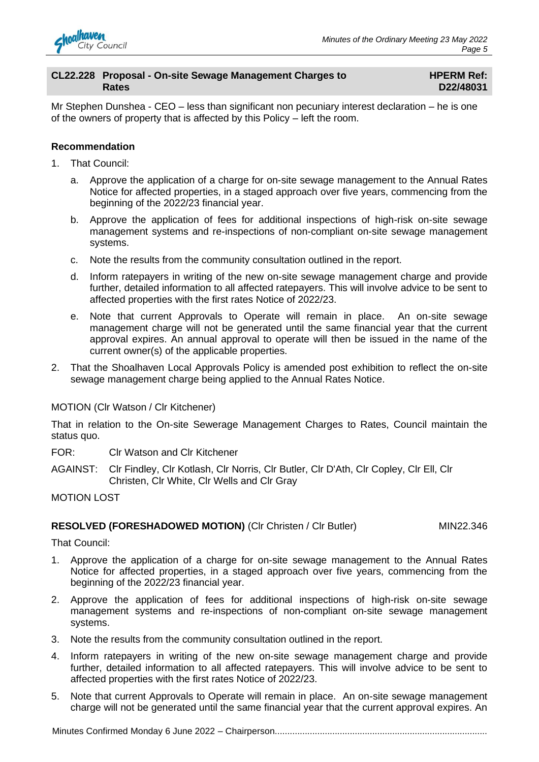## CL22.228 Proposal - On-site Sewage Management Charges to Rates

**HPERM Ref: D22/48031**

Mr Stephen Dunshea - CEO – less than significant non pecuniary interest declaration – he is one of the owners of property that is affected by this Policy – left the room.

**Recommendation**

1. That Council:
   a. Approve the application of a charge for on-site sewage management to the Annual Rates Notice for affected properties, in a staged approach over five years, commencing from the beginning of the 2022/23 financial year.
   b. Approve the application of fees for additional inspections of high-risk on-site sewage management systems and re-inspections of non-compliant on-site sewage management systems.
   c. Note the results from the community consultation outlined in the report.
   d. Inform ratepayers in writing of the new on-site sewage management charge and provide further, detailed information to all affected ratepayers. This will involve advice to be sent to affected properties with the first rates Notice of 2022/23.
   e. Note that current Approvals to Operate will remain in place. An on-site sewage management charge will not be generated until the same financial year that the current approval expires. An annual approval to operate will then be issued in the name of the current owner(s) of the applicable properties.
2. That the Shoalhaven Local Approvals Policy is amended post exhibition to reflect the on-site sewage management charge being applied to the Annual Rates Notice.

MOTION (Clr Watson / Clr Kitchener)

That in relation to the On-site Sewerage Management Charges to Rates, Council maintain the status quo.

FOR: Clr Watson and Clr Kitchener

AGAINST: Clr Findley, Clr Kotlash, Clr Norris, Clr Butler, Clr D'Ath, Clr Copley, Clr Ell, Clr Christen, Clr White, Clr Wells and Clr Gray

MOTION LOST

**RESOLVED (FORESHADOWED MOTION)** (Clr Christen / Clr Butler) MIN22.346

That Council:

1. Approve the application of a charge for on-site sewage management to the Annual Rates Notice for affected properties, in a staged approach over five years, commencing from the beginning of the 2022/23 financial year.
2. Approve the application of fees for additional inspections of high-risk on-site sewage management systems and re-inspections of non-compliant on-site sewage management systems.
3. Note the results from the community consultation outlined in the report.
4. Inform ratepayers in writing of the new on-site sewage management charge and provide further, detailed information to all affected ratepayers. This will involve advice to be sent to affected properties with the first rates Notice of 2022/23.
5. Note that current Approvals to Operate will remain in place. An on-site sewage management charge will not be generated until the same financial year that the current approval expires. An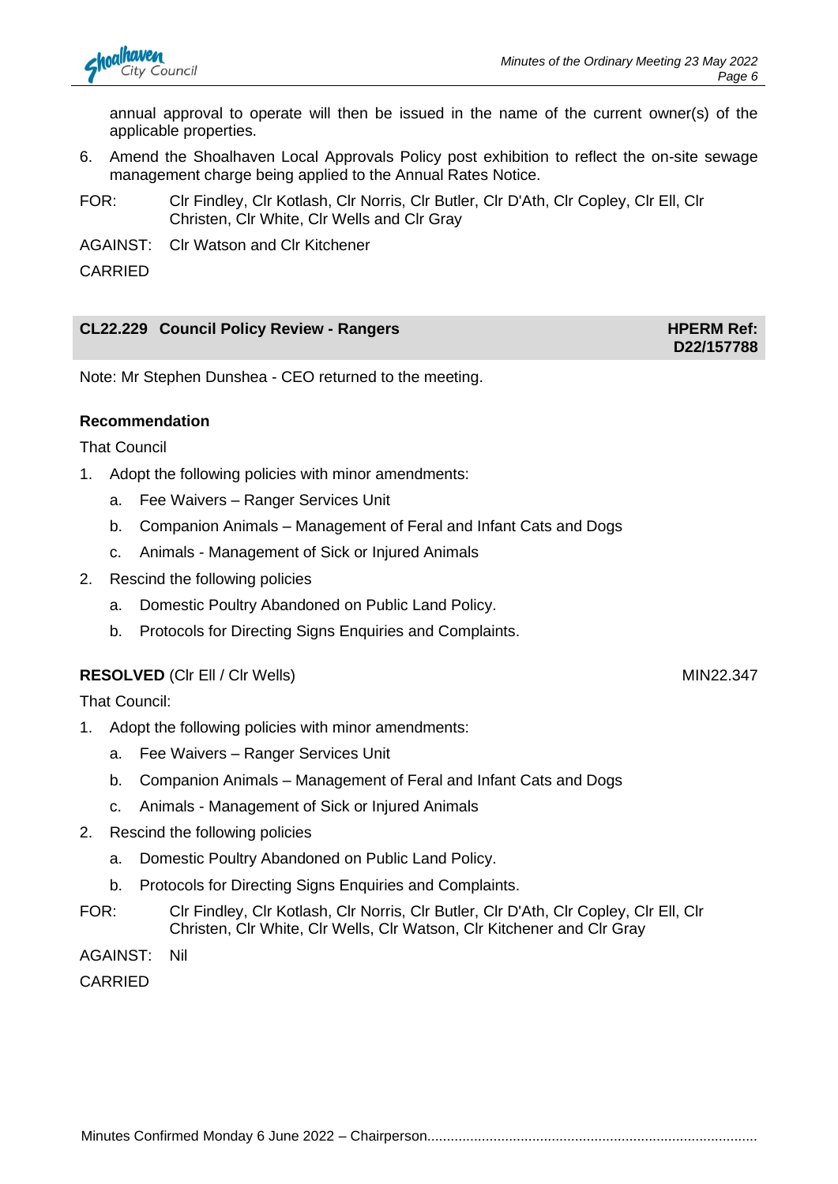annual approval to operate will then be issued in the name of the current owner(s) of the applicable properties.

6. Amend the Shoalhaven Local Approvals Policy post exhibition to reflect the on-site sewage management charge being applied to the Annual Rates Notice.

FOR: Clr Findley, Clr Kotlash, Clr Norris, Clr Butler, Clr D'Ath, Clr Copley, Clr Ell, Clr Christen, Clr White, Clr Wells and Clr Gray

AGAINST: Clr Watson and Clr Kitchener

CARRIED

## CL22.229 Council Policy Review - Rangers

**HPERM Ref: D22/157788**

Note: Mr Stephen Dunshea - CEO returned to the meeting.

**Recommendation**

That Council

1. Adopt the following policies with minor amendments:
   a. Fee Waivers – Ranger Services Unit
   b. Companion Animals – Management of Feral and Infant Cats and Dogs
   c. Animals - Management of Sick or Injured Animals
2. Rescind the following policies
   a. Domestic Poultry Abandoned on Public Land Policy.
   b. Protocols for Directing Signs Enquiries and Complaints.

**RESOLVED** (Clr Ell / Clr Wells) MIN22.347

That Council:

1. Adopt the following policies with minor amendments:
   a. Fee Waivers – Ranger Services Unit
   b. Companion Animals – Management of Feral and Infant Cats and Dogs
   c. Animals - Management of Sick or Injured Animals
2. Rescind the following policies
   a. Domestic Poultry Abandoned on Public Land Policy.
   b. Protocols for Directing Signs Enquiries and Complaints.

FOR: Clr Findley, Clr Kotlash, Clr Norris, Clr Butler, Clr D'Ath, Clr Copley, Clr Ell, Clr Christen, Clr White, Clr Wells, Clr Watson, Clr Kitchener and Clr Gray

AGAINST: Nil

CARRIED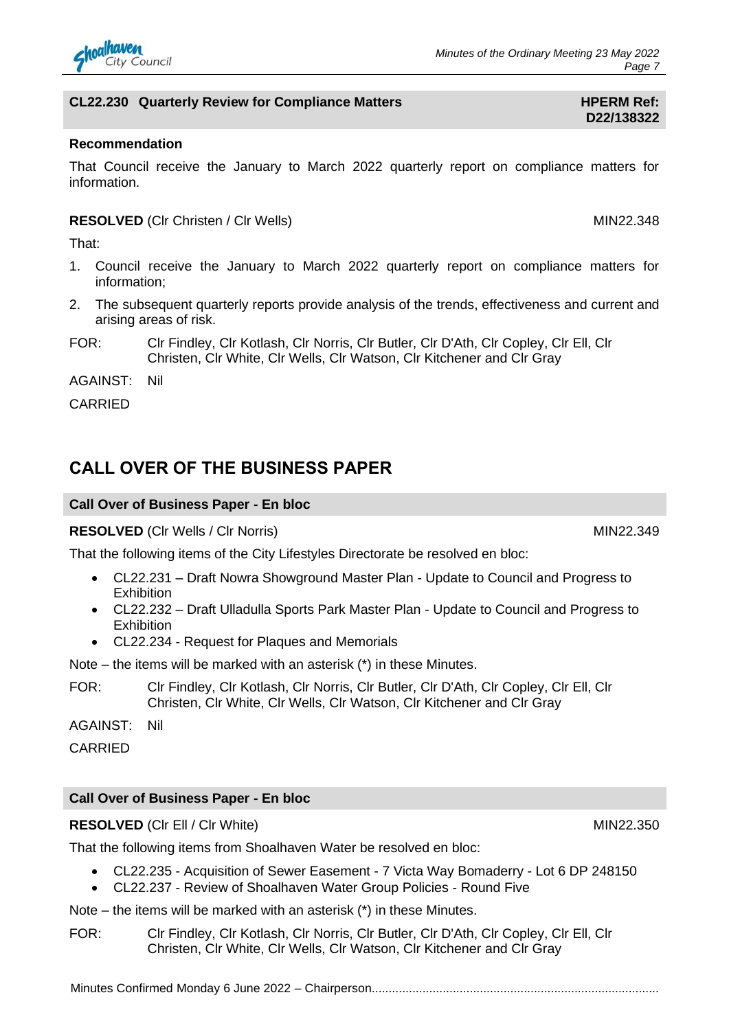### CL22.230 Quarterly Review for Compliance Matters — HPERM Ref: D22/138322

**Recommendation**

That Council receive the January to March 2022 quarterly report on compliance matters for information.

**RESOLVED** (Clr Christen / Clr Wells) MIN22.348

That:

1. Council receive the January to March 2022 quarterly report on compliance matters for information;
2. The subsequent quarterly reports provide analysis of the trends, effectiveness and current and arising areas of risk.

FOR: Clr Findley, Clr Kotlash, Clr Norris, Clr Butler, Clr D'Ath, Clr Copley, Clr Ell, Clr Christen, Clr White, Clr Wells, Clr Watson, Clr Kitchener and Clr Gray

AGAINST: Nil

CARRIED

## CALL OVER OF THE BUSINESS PAPER

### Call Over of Business Paper - En bloc

**RESOLVED** (Clr Wells / Clr Norris) MIN22.349

That the following items of the City Lifestyles Directorate be resolved en bloc:

- CL22.231 – Draft Nowra Showground Master Plan - Update to Council and Progress to Exhibition
- CL22.232 – Draft Ulladulla Sports Park Master Plan - Update to Council and Progress to Exhibition
- CL22.234 - Request for Plaques and Memorials

Note – the items will be marked with an asterisk (*) in these Minutes.

FOR: Clr Findley, Clr Kotlash, Clr Norris, Clr Butler, Clr D'Ath, Clr Copley, Clr Ell, Clr Christen, Clr White, Clr Wells, Clr Watson, Clr Kitchener and Clr Gray

AGAINST: Nil

CARRIED

### Call Over of Business Paper - En bloc

**RESOLVED** (Clr Ell / Clr White) MIN22.350

That the following items from Shoalhaven Water be resolved en bloc:

- CL22.235 - Acquisition of Sewer Easement - 7 Victa Way Bomaderry - Lot 6 DP 248150
- CL22.237 - Review of Shoalhaven Water Group Policies - Round Five

Note – the items will be marked with an asterisk (*) in these Minutes.

FOR: Clr Findley, Clr Kotlash, Clr Norris, Clr Butler, Clr D'Ath, Clr Copley, Clr Ell, Clr Christen, Clr White, Clr Wells, Clr Watson, Clr Kitchener and Clr Gray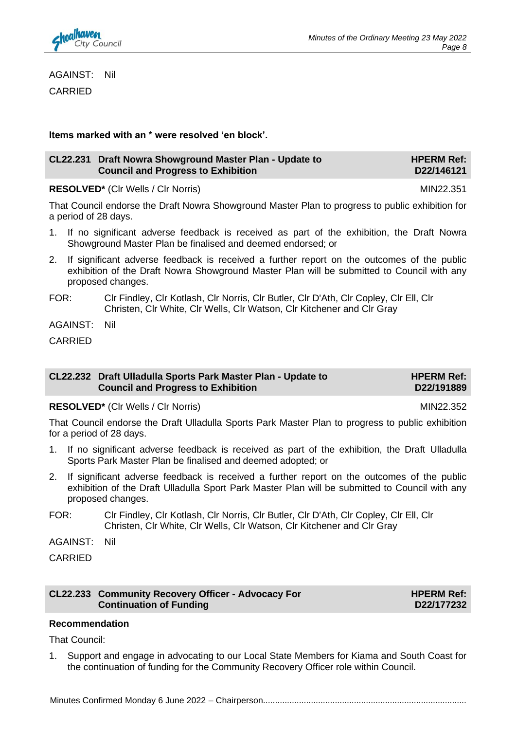AGAINST: Nil

CARRIED

**Items marked with an * were resolved 'en block'.**

## CL22.231 Draft Nowra Showground Master Plan - Update to Council and Progress to Exhibition

**HPERM Ref: D22/146121**

**RESOLVED*** (Clr Wells / Clr Norris) MIN22.351

That Council endorse the Draft Nowra Showground Master Plan to progress to public exhibition for a period of 28 days.

1. If no significant adverse feedback is received as part of the exhibition, the Draft Nowra Showground Master Plan be finalised and deemed endorsed; or
2. If significant adverse feedback is received a further report on the outcomes of the public exhibition of the Draft Nowra Showground Master Plan will be submitted to Council with any proposed changes.

FOR: Clr Findley, Clr Kotlash, Clr Norris, Clr Butler, Clr D'Ath, Clr Copley, Clr Ell, Clr Christen, Clr White, Clr Wells, Clr Watson, Clr Kitchener and Clr Gray

AGAINST: Nil

CARRIED

## CL22.232 Draft Ulladulla Sports Park Master Plan - Update to Council and Progress to Exhibition

**HPERM Ref: D22/191889**

**RESOLVED*** (Clr Wells / Clr Norris) MIN22.352

That Council endorse the Draft Ulladulla Sports Park Master Plan to progress to public exhibition for a period of 28 days.

1. If no significant adverse feedback is received as part of the exhibition, the Draft Ulladulla Sports Park Master Plan be finalised and deemed adopted; or
2. If significant adverse feedback is received a further report on the outcomes of the public exhibition of the Draft Ulladulla Sport Park Master Plan will be submitted to Council with any proposed changes.

FOR: Clr Findley, Clr Kotlash, Clr Norris, Clr Butler, Clr D'Ath, Clr Copley, Clr Ell, Clr Christen, Clr White, Clr Wells, Clr Watson, Clr Kitchener and Clr Gray

AGAINST: Nil

CARRIED

## CL22.233 Community Recovery Officer - Advocacy For Continuation of Funding

**HPERM Ref: D22/177232**

**Recommendation**

That Council:

1. Support and engage in advocating to our Local State Members for Kiama and South Coast for the continuation of funding for the Community Recovery Officer role within Council.

Minutes Confirmed Monday 6 June 2022 – Chairperson....................................................................................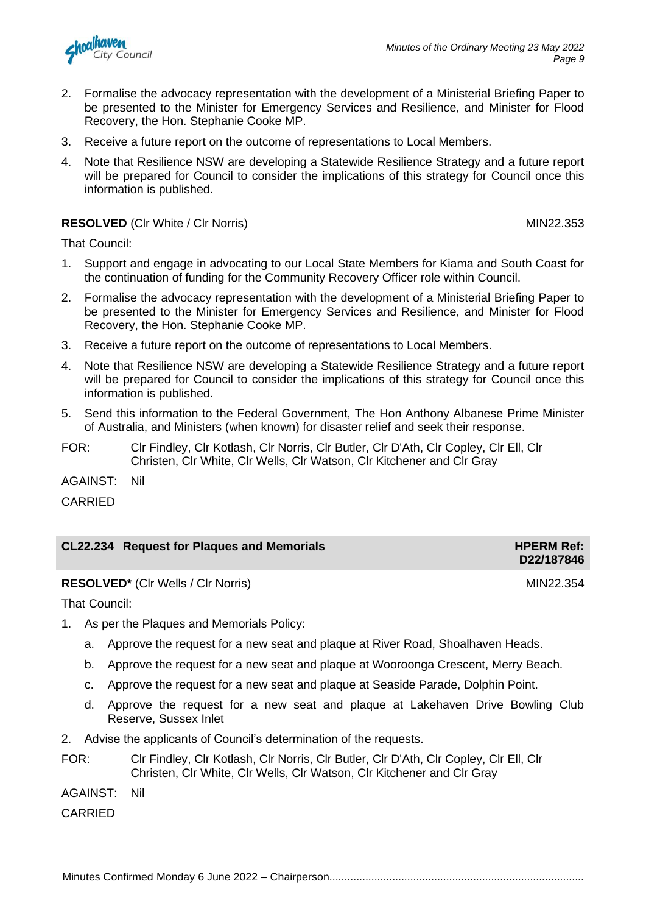2. Formalise the advocacy representation with the development of a Ministerial Briefing Paper to be presented to the Minister for Emergency Services and Resilience, and Minister for Flood Recovery, the Hon. Stephanie Cooke MP.
3. Receive a future report on the outcome of representations to Local Members.
4. Note that Resilience NSW are developing a Statewide Resilience Strategy and a future report will be prepared for Council to consider the implications of this strategy for Council once this information is published.

**RESOLVED** (Clr White / Clr Norris) MIN22.353

That Council:

1. Support and engage in advocating to our Local State Members for Kiama and South Coast for the continuation of funding for the Community Recovery Officer role within Council.
2. Formalise the advocacy representation with the development of a Ministerial Briefing Paper to be presented to the Minister for Emergency Services and Resilience, and Minister for Flood Recovery, the Hon. Stephanie Cooke MP.
3. Receive a future report on the outcome of representations to Local Members.
4. Note that Resilience NSW are developing a Statewide Resilience Strategy and a future report will be prepared for Council to consider the implications of this strategy for Council once this information is published.
5. Send this information to the Federal Government, The Hon Anthony Albanese Prime Minister of Australia, and Ministers (when known) for disaster relief and seek their response.

FOR: Clr Findley, Clr Kotlash, Clr Norris, Clr Butler, Clr D'Ath, Clr Copley, Clr Ell, Clr Christen, Clr White, Clr Wells, Clr Watson, Clr Kitchener and Clr Gray

AGAINST: Nil

CARRIED

## CL22.234 Request for Plaques and Memorials

**HPERM Ref: D22/187846**

**RESOLVED*** (Clr Wells / Clr Norris) MIN22.354

That Council:

1. As per the Plaques and Memorials Policy:
   a. Approve the request for a new seat and plaque at River Road, Shoalhaven Heads.
   b. Approve the request for a new seat and plaque at Wooroonga Crescent, Merry Beach.
   c. Approve the request for a new seat and plaque at Seaside Parade, Dolphin Point.
   d. Approve the request for a new seat and plaque at Lakehaven Drive Bowling Club Reserve, Sussex Inlet
2. Advise the applicants of Council's determination of the requests.

FOR: Clr Findley, Clr Kotlash, Clr Norris, Clr Butler, Clr D'Ath, Clr Copley, Clr Ell, Clr Christen, Clr White, Clr Wells, Clr Watson, Clr Kitchener and Clr Gray

AGAINST: Nil

CARRIED

Minutes Confirmed Monday 6 June 2022 – Chairperson....................................................................................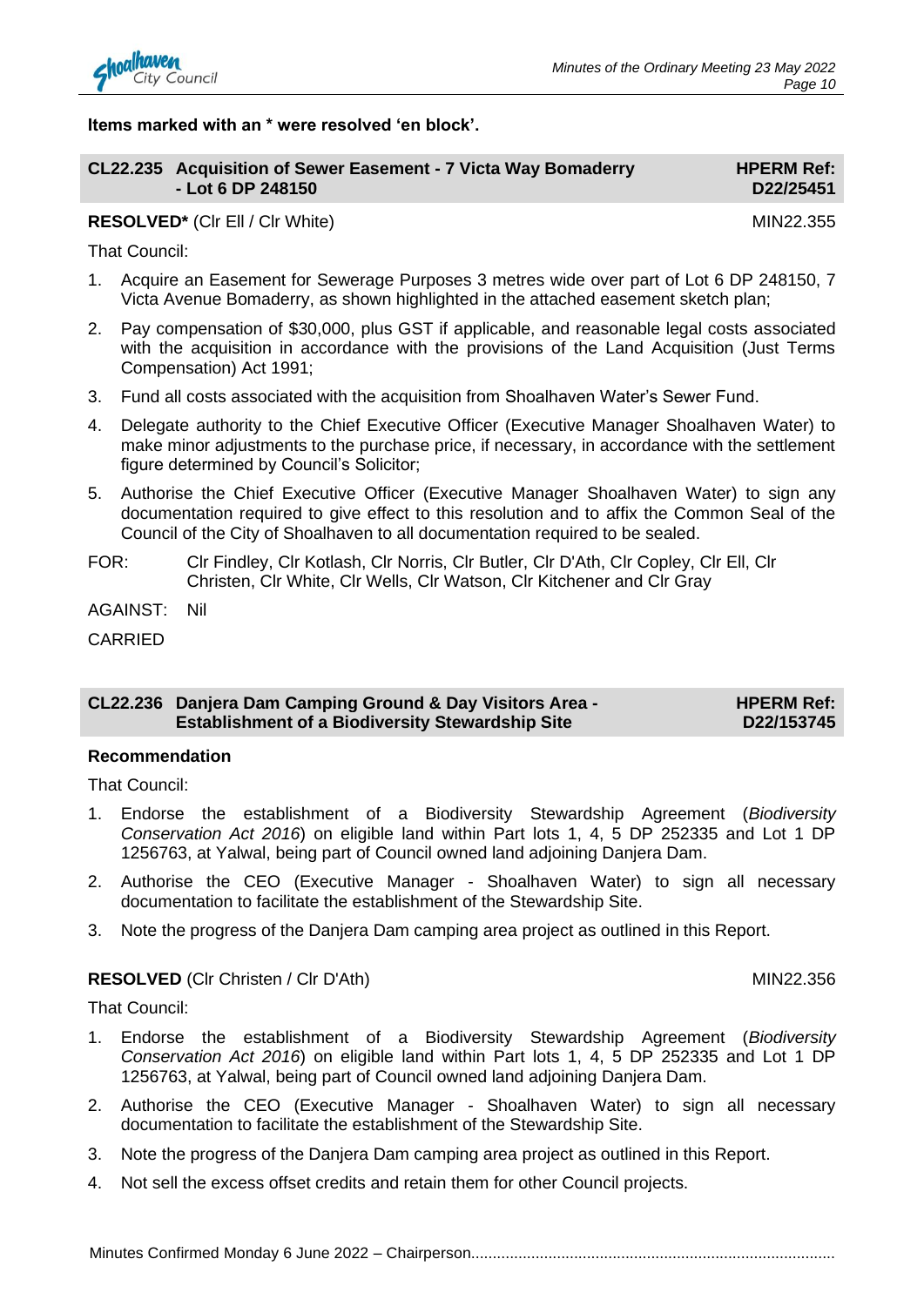**Items marked with an * were resolved 'en block'.**

## CL22.235 Acquisition of Sewer Easement - 7 Victa Way Bomaderry - Lot 6 DP 248150

**HPERM Ref: D22/25451**

**RESOLVED*** (Clr Ell / Clr White) MIN22.355

That Council:

1. Acquire an Easement for Sewerage Purposes 3 metres wide over part of Lot 6 DP 248150, 7 Victa Avenue Bomaderry, as shown highlighted in the attached easement sketch plan;
2. Pay compensation of $30,000, plus GST if applicable, and reasonable legal costs associated with the acquisition in accordance with the provisions of the Land Acquisition (Just Terms Compensation) Act 1991;
3. Fund all costs associated with the acquisition from Shoalhaven Water's Sewer Fund.
4. Delegate authority to the Chief Executive Officer (Executive Manager Shoalhaven Water) to make minor adjustments to the purchase price, if necessary, in accordance with the settlement figure determined by Council's Solicitor;
5. Authorise the Chief Executive Officer (Executive Manager Shoalhaven Water) to sign any documentation required to give effect to this resolution and to affix the Common Seal of the Council of the City of Shoalhaven to all documentation required to be sealed.

FOR: Clr Findley, Clr Kotlash, Clr Norris, Clr Butler, Clr D'Ath, Clr Copley, Clr Ell, Clr Christen, Clr White, Clr Wells, Clr Watson, Clr Kitchener and Clr Gray

AGAINST: Nil

CARRIED

## CL22.236 Danjera Dam Camping Ground & Day Visitors Area - Establishment of a Biodiversity Stewardship Site

**HPERM Ref: D22/153745**

**Recommendation**

That Council:

1. Endorse the establishment of a Biodiversity Stewardship Agreement (*Biodiversity Conservation Act 2016*) on eligible land within Part lots 1, 4, 5 DP 252335 and Lot 1 DP 1256763, at Yalwal, being part of Council owned land adjoining Danjera Dam.
2. Authorise the CEO (Executive Manager - Shoalhaven Water) to sign all necessary documentation to facilitate the establishment of the Stewardship Site.
3. Note the progress of the Danjera Dam camping area project as outlined in this Report.

**RESOLVED** (Clr Christen / Clr D'Ath) MIN22.356

That Council:

1. Endorse the establishment of a Biodiversity Stewardship Agreement (*Biodiversity Conservation Act 2016*) on eligible land within Part lots 1, 4, 5 DP 252335 and Lot 1 DP 1256763, at Yalwal, being part of Council owned land adjoining Danjera Dam.
2. Authorise the CEO (Executive Manager - Shoalhaven Water) to sign all necessary documentation to facilitate the establishment of the Stewardship Site.
3. Note the progress of the Danjera Dam camping area project as outlined in this Report.
4. Not sell the excess offset credits and retain them for other Council projects.

Minutes Confirmed Monday 6 June 2022 – Chairperson....................................................................................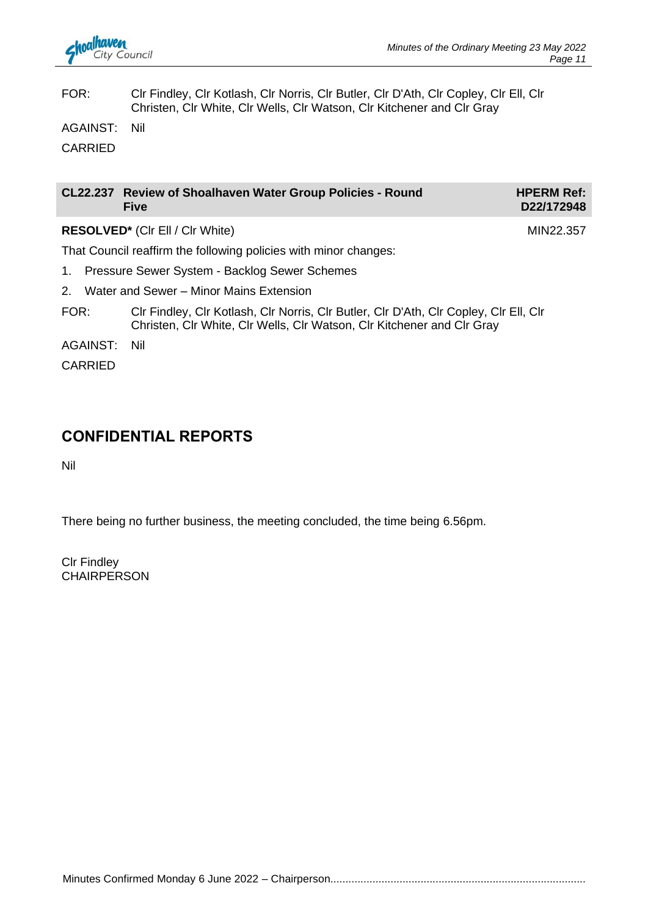FOR: Clr Findley, Clr Kotlash, Clr Norris, Clr Butler, Clr D'Ath, Clr Copley, Clr Ell, Clr Christen, Clr White, Clr Wells, Clr Watson, Clr Kitchener and Clr Gray

AGAINST: Nil

CARRIED

| CL22.237 Review of Shoalhaven Water Group Policies - Round Five | HPERM Ref: D22/172948 |
|---|---|

**RESOLVED*** (Clr Ell / Clr White) MIN22.357

That Council reaffirm the following policies with minor changes:

1. Pressure Sewer System - Backlog Sewer Schemes
2. Water and Sewer – Minor Mains Extension

FOR: Clr Findley, Clr Kotlash, Clr Norris, Clr Butler, Clr D'Ath, Clr Copley, Clr Ell, Clr Christen, Clr White, Clr Wells, Clr Watson, Clr Kitchener and Clr Gray

AGAINST: Nil

CARRIED

## CONFIDENTIAL REPORTS

Nil

There being no further business, the meeting concluded, the time being 6.56pm.

Clr Findley
CHAIRPERSON

Minutes Confirmed Monday 6 June 2022 – Chairperson....................................................................................